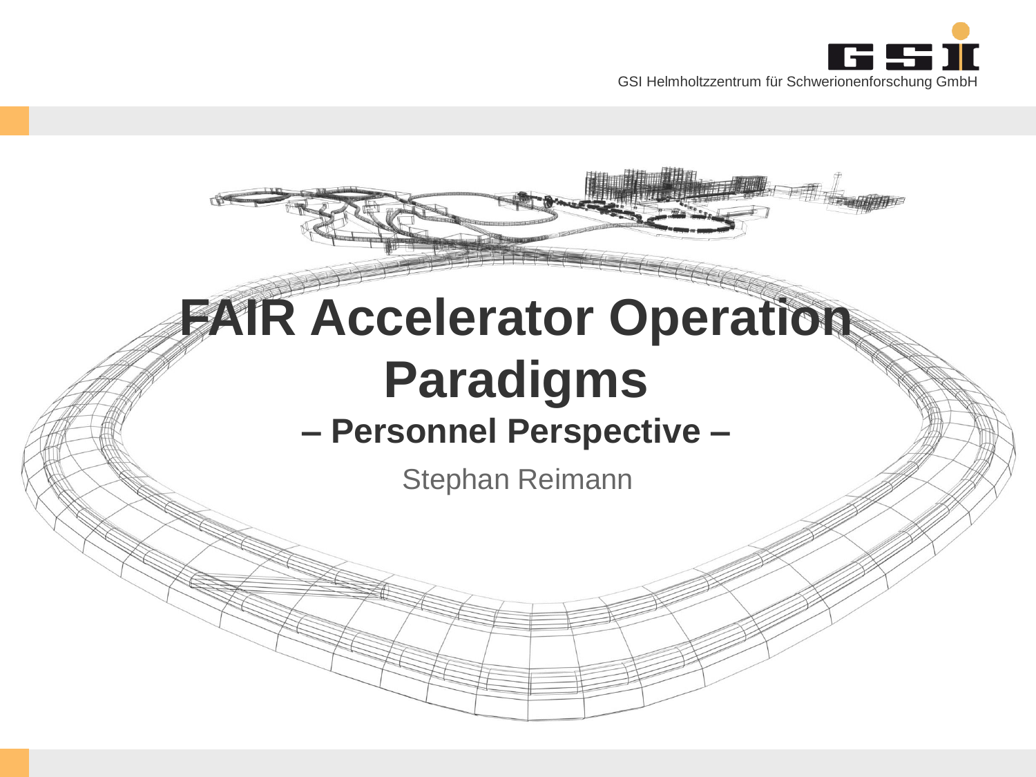GSI Helmholtzzentrum für Schwerionenforschung GmbH

# FAIR Accelerator Operation Paradigms

## – Personnel Perspective –

Stephan Reimann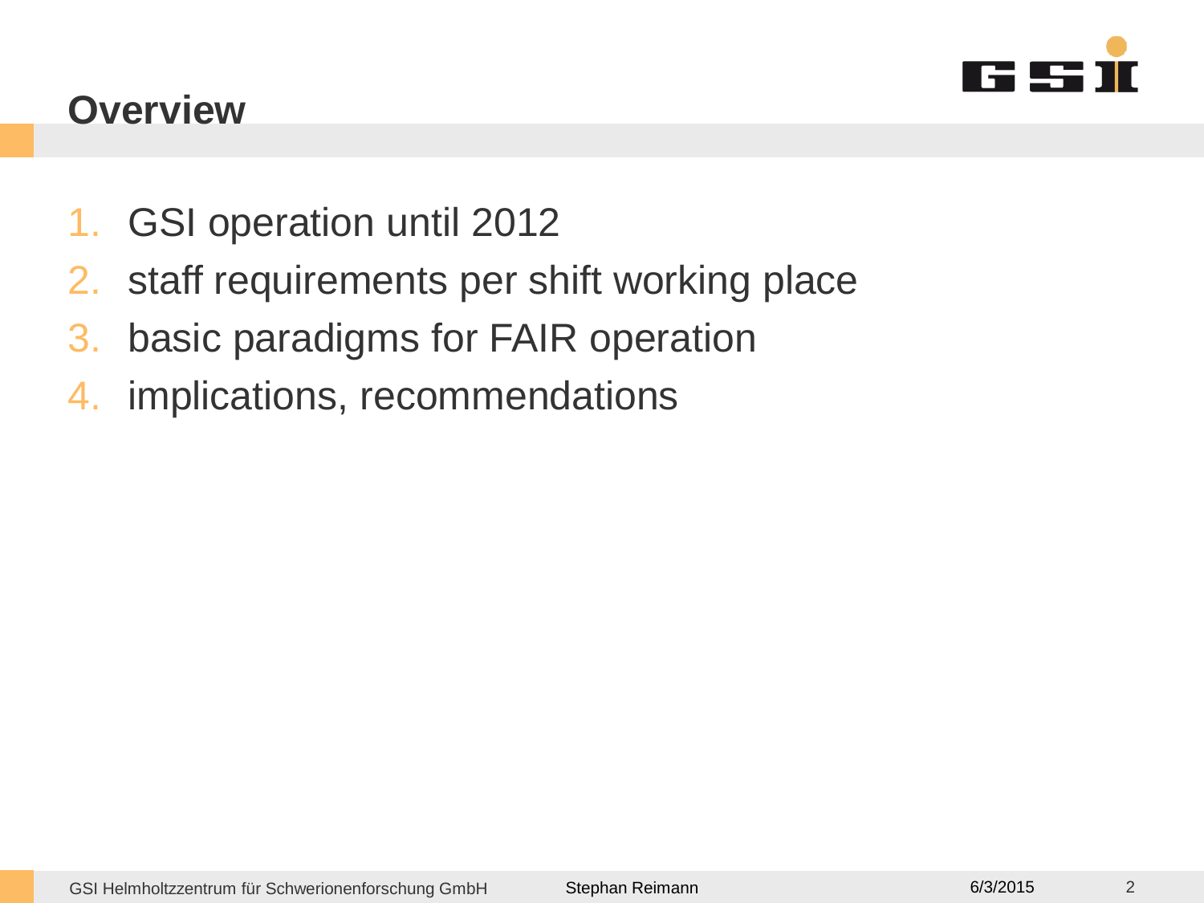# Overview

1. GSI operation until 2012
2. staff requirements per shift working place
3. basic paradigms for FAIR operation
4. implications, recommendations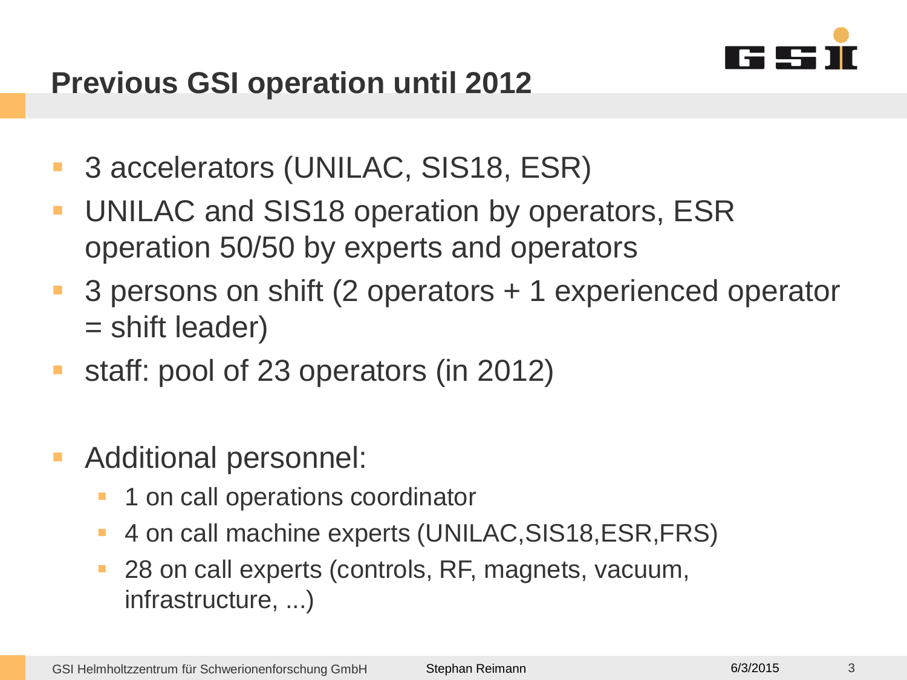# Previous GSI operation until 2012

- 3 accelerators (UNILAC, SIS18, ESR)
- UNILAC and SIS18 operation by operators, ESR operation 50/50 by experts and operators
- 3 persons on shift (2 operators + 1 experienced operator = shift leader)
- staff: pool of 23 operators (in 2012)

- Additional personnel:
  - 1 on call operations coordinator
  - 4 on call machine experts (UNILAC,SIS18,ESR,FRS)
  - 28 on call experts (controls, RF, magnets, vacuum, infrastructure, ...)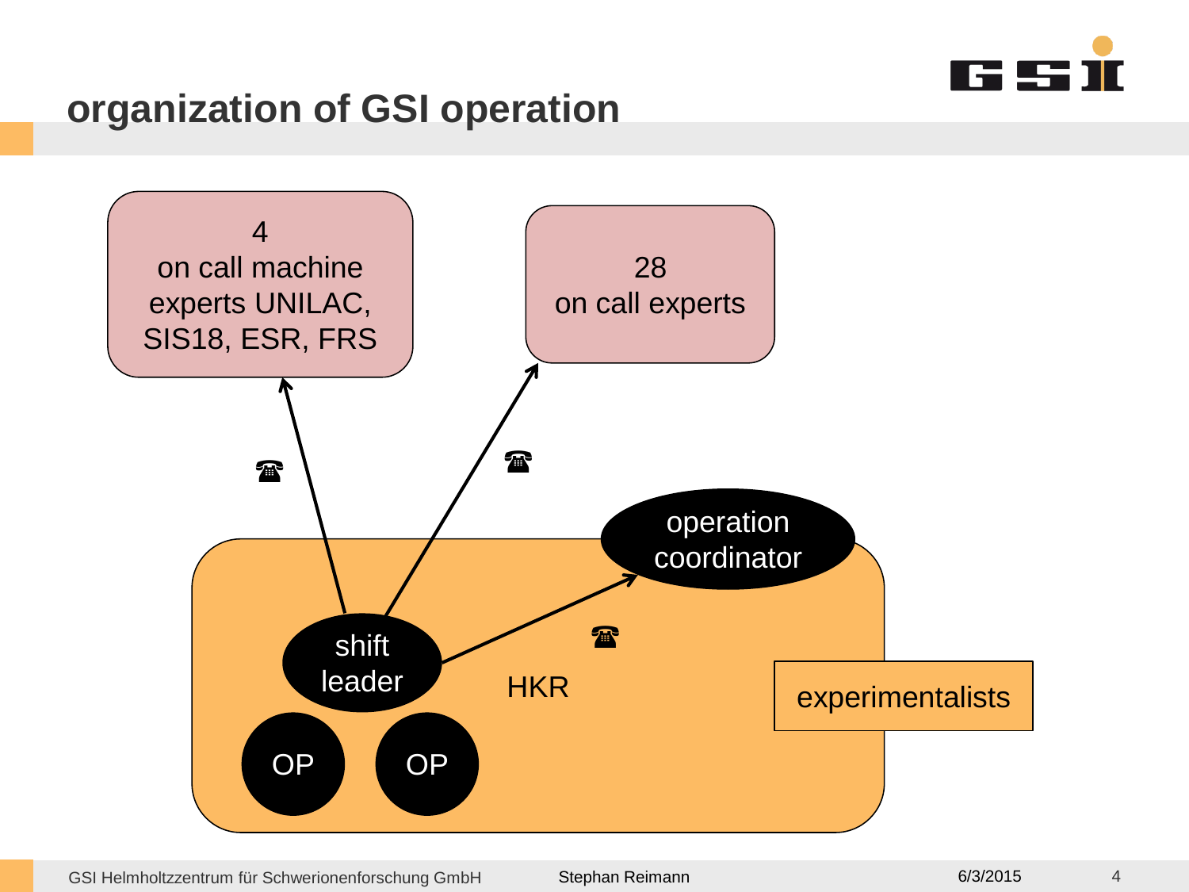# organization of GSI operation

4
on call machine experts UNILAC, SIS18, ESR, FRS

28
on call experts

operation coordinator

shift leader

HKR

experimentalists

OP

OP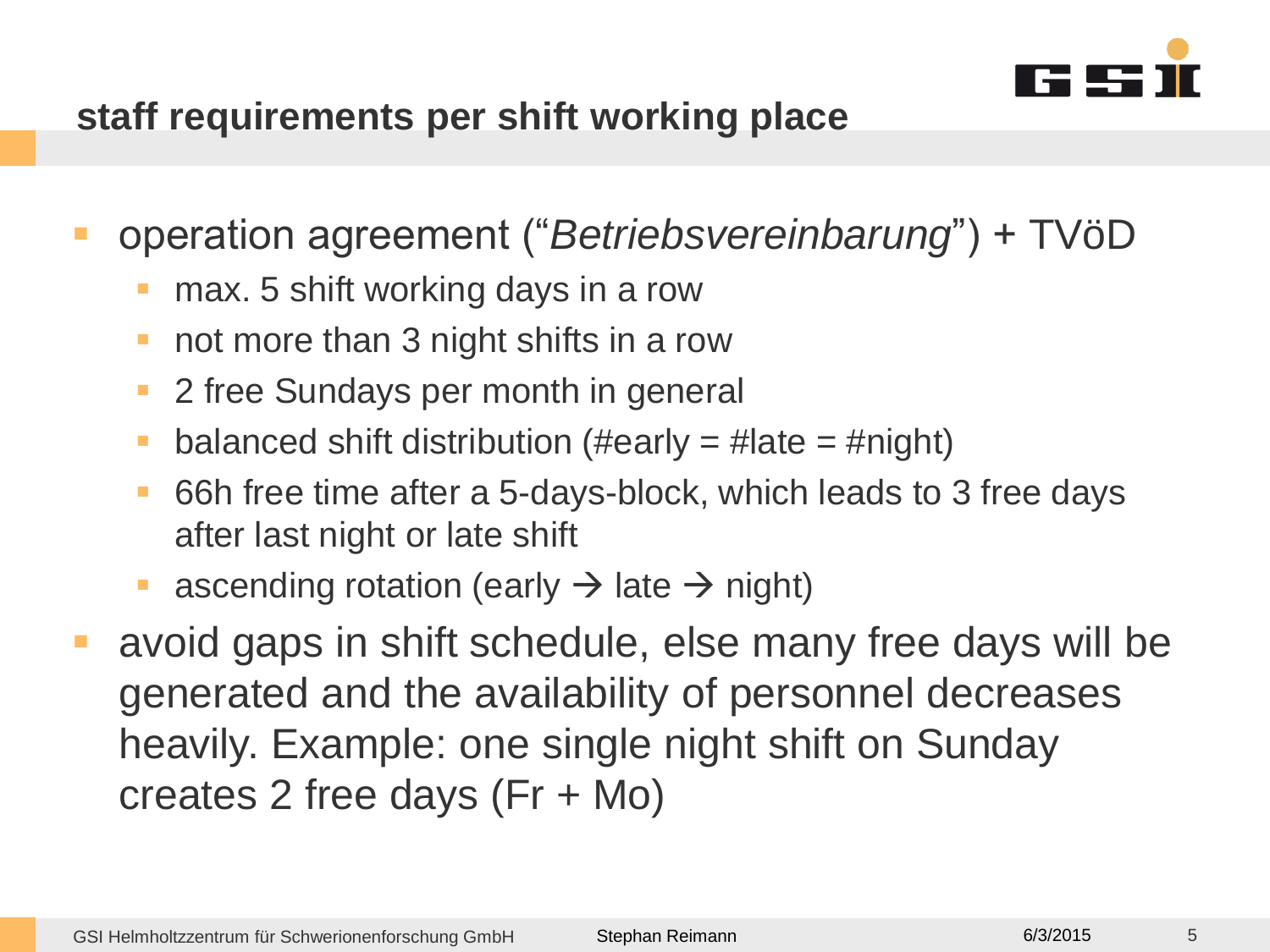## staff requirements per shift working place

- operation agreement ("*Betriebsvereinbarung*") + TVöD
  - max. 5 shift working days in a row
  - not more than 3 night shifts in a row
  - 2 free Sundays per month in general
  - balanced shift distribution (#early = #late = #night)
  - 66h free time after a 5-days-block, which leads to 3 free days after last night or late shift
  - ascending rotation (early → late → night)
- avoid gaps in shift schedule, else many free days will be generated and the availability of personnel decreases heavily. Example: one single night shift on Sunday creates 2 free days (Fr + Mo)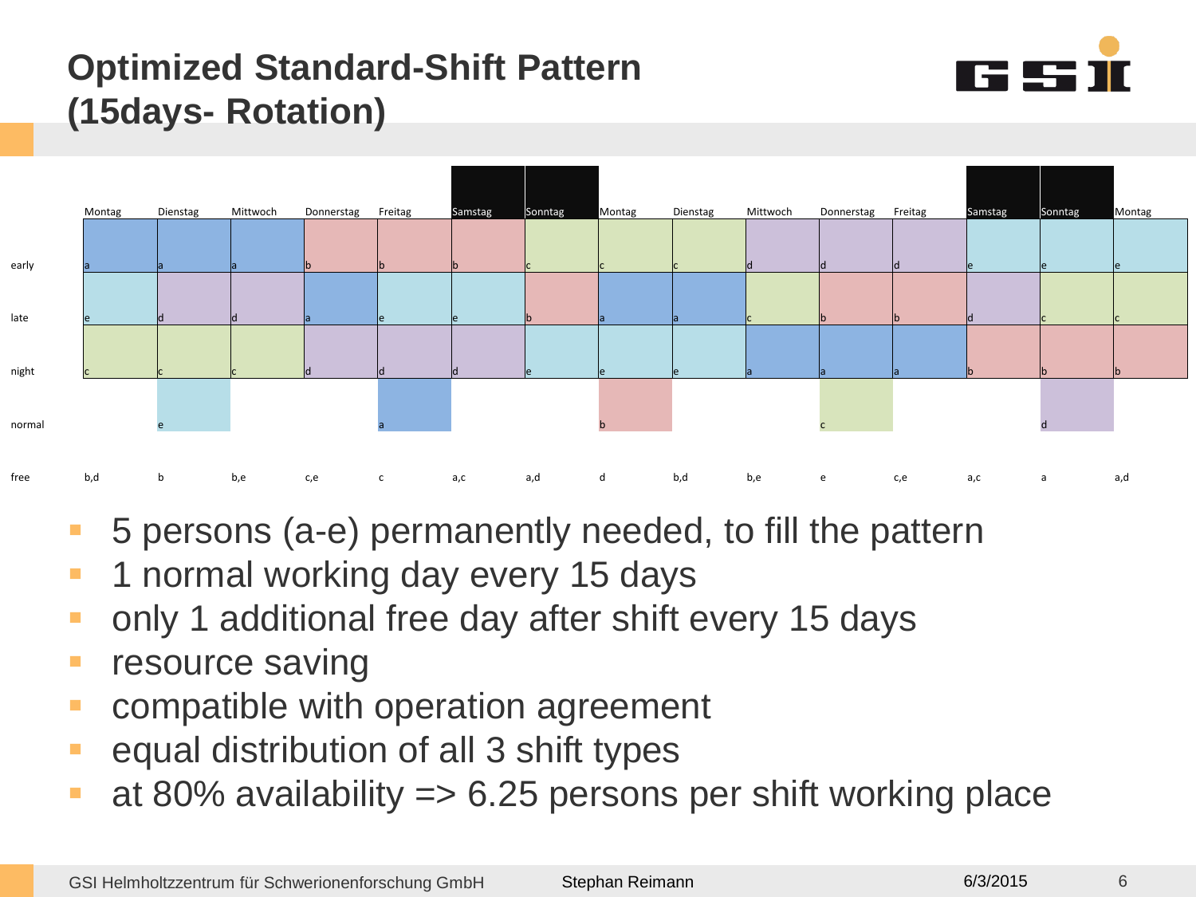# Optimized Standard-Shift Pattern (15days- Rotation)

| | Montag | Dienstag | Mittwoch | Donnerstag | Freitag | Samstag | Sonntag | Montag | Dienstag | Mittwoch | Donnerstag | Freitag | Samstag | Sonntag | Montag |
|---|---|---|---|---|---|---|---|---|---|---|---|---|---|---|---|
| early | a | a | a | b | b | b | c | c | c | d | d | d | e | e | e |
| late | e | d | d | a | e | e | b | a | a | c | b | b | d | c | c |
| night | c | c | c | d | d | d | e | e | e | a | a | a | b | b | b |
| normal | | e | | | a | | | b | | | c | | | d | |
| free | b,d | b | b,e | c,e | c | a,c | a,d | d | b,d | b,e | e | c,e | a,c | a | a,d |

- 5 persons (a-e) permanently needed, to fill the pattern
- 1 normal working day every 15 days
- only 1 additional free day after shift every 15 days
- resource saving
- compatible with operation agreement
- equal distribution of all 3 shift types
- at 80% availability => 6.25 persons per shift working place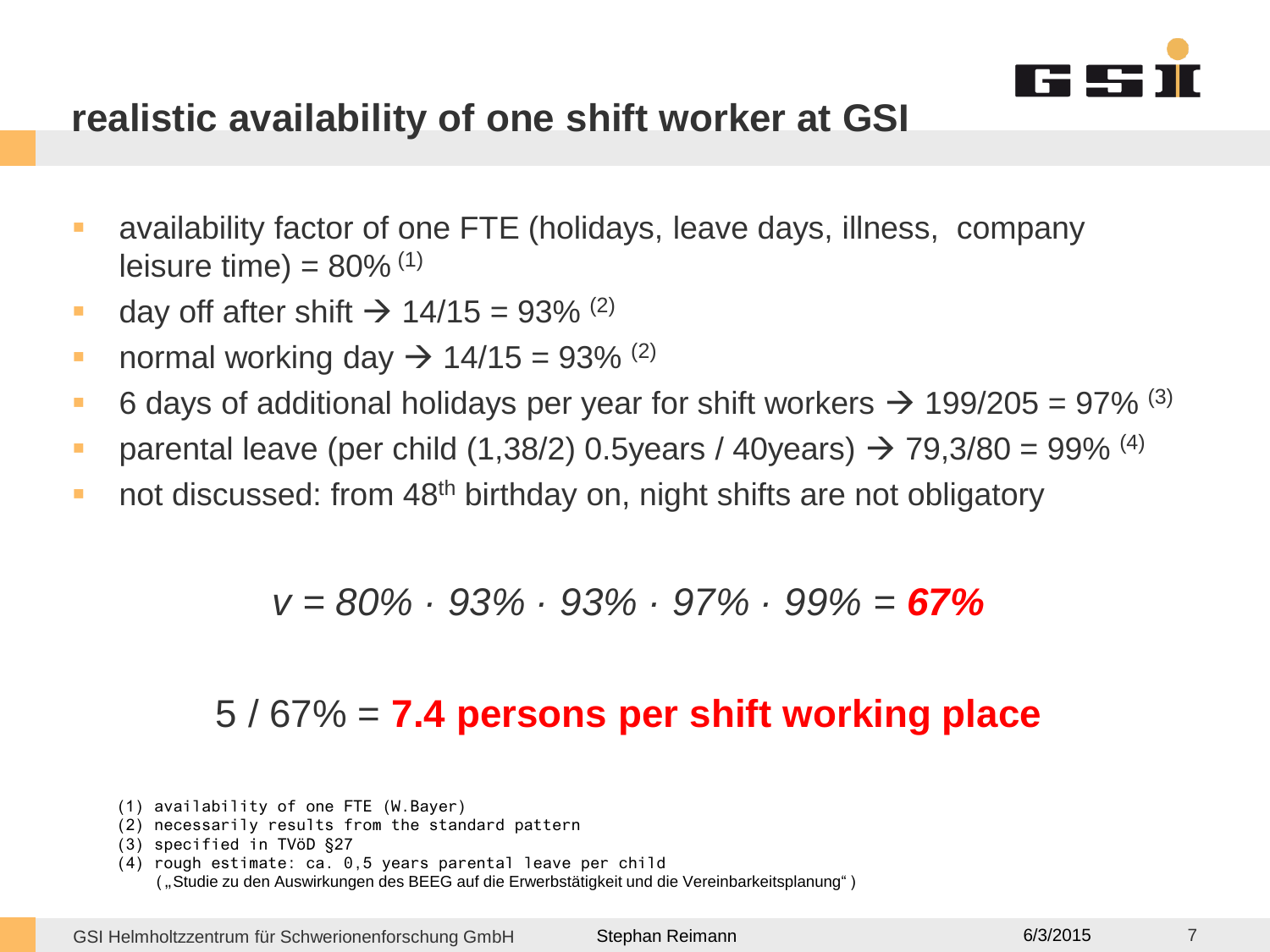# realistic availability of one shift worker at GSI

- availability factor of one FTE (holidays, leave days, illness, company leisure time) = 80% (1)
- day off after shift → 14/15 = 93% (2)
- normal working day → 14/15 = 93% (2)
- 6 days of additional holidays per year for shift workers → 199/205 = 97% (3)
- parental leave (per child (1,38/2) 0.5years / 40years) → 79,3/80 = 99% (4)
- not discussed: from 48th birthday on, night shifts are not obligatory

$$v = 80\% \cdot 93\% \cdot 93\% \cdot 97\% \cdot 99\% = \mathbf{67\%}$$

5 / 67% = **7.4 persons per shift working place**

(1) availability of one FTE (W.Bayer)
(2) necessarily results from the standard pattern
(3) specified in TVöD §27
(4) rough estimate: ca. 0,5 years parental leave per child
(„Studie zu den Auswirkungen des BEEG auf die Erwerbstätigkeit und die Vereinbarkeitsplanung“)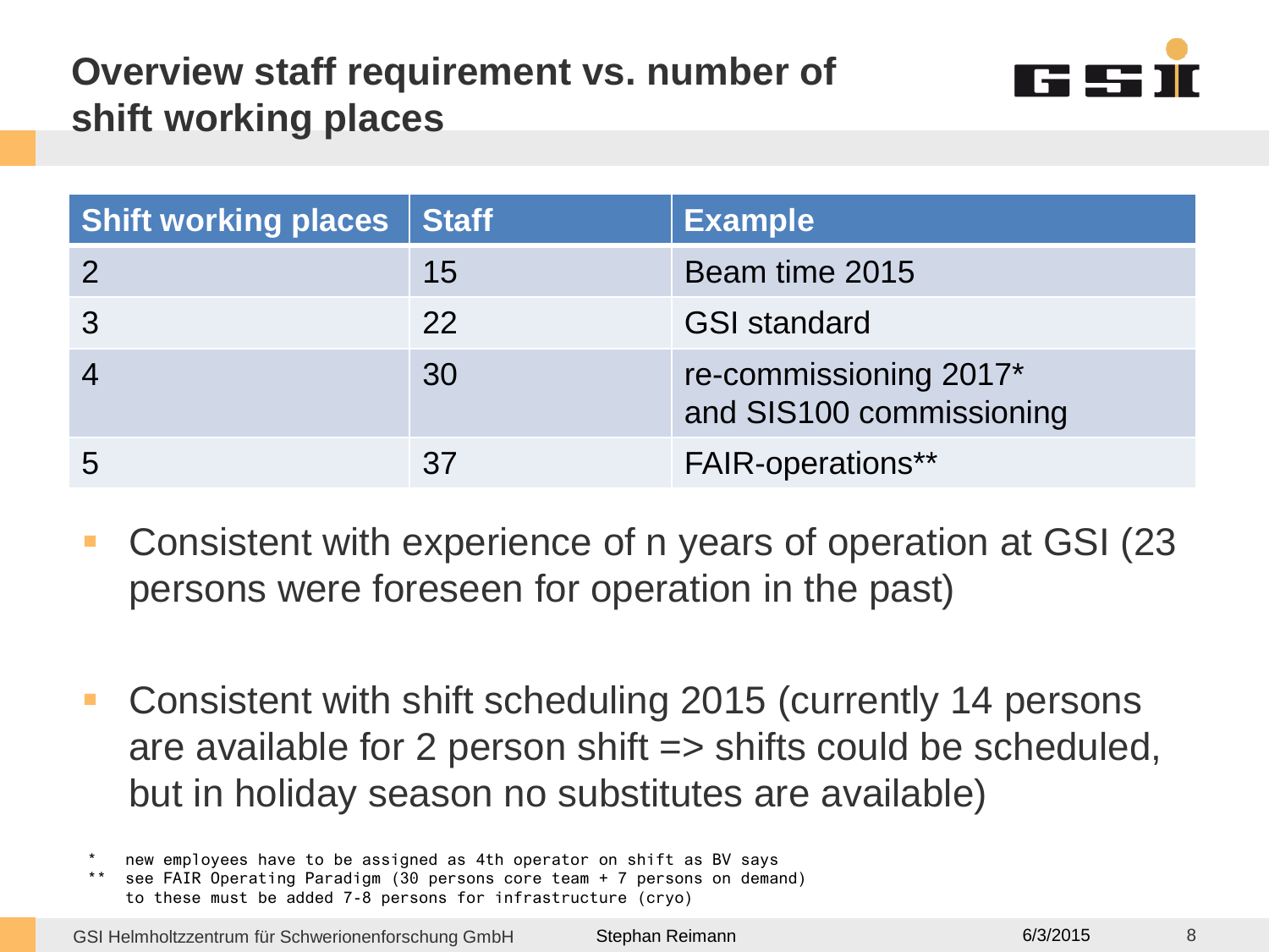# Overview staff requirement vs. number of shift working places

| Shift working places | Staff | Example |
|---|---|---|
| 2 | 15 | Beam time 2015 |
| 3 | 22 | GSI standard |
| 4 | 30 | re-commissioning 2017* and SIS100 commissioning |
| 5 | 37 | FAIR-operations** |

- Consistent with experience of n years of operation at GSI (23 persons were foreseen for operation in the past)

- Consistent with shift scheduling 2015 (currently 14 persons are available for 2 person shift => shifts could be scheduled, but in holiday season no substitutes are available)

\* new employees have to be assigned as 4th operator on shift as BV says
** see FAIR Operating Paradigm (30 persons core team + 7 persons on demand) to these must be added 7-8 persons for infrastructure (cryo)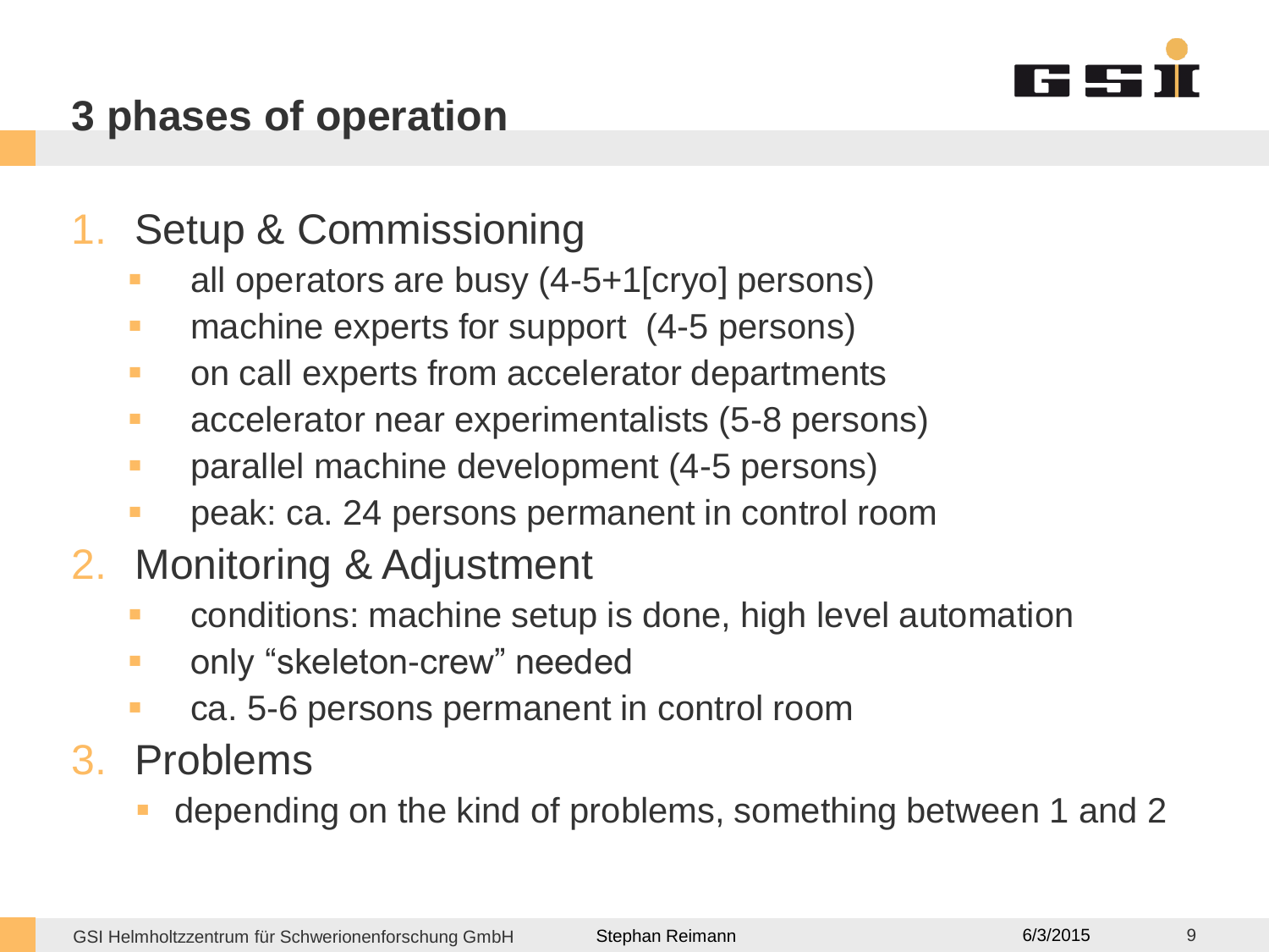# 3 phases of operation

1. Setup & Commissioning
   - all operators are busy (4-5+1[cryo] persons)
   - machine experts for support (4-5 persons)
   - on call experts from accelerator departments
   - accelerator near experimentalists (5-8 persons)
   - parallel machine development (4-5 persons)
   - peak: ca. 24 persons permanent in control room
2. Monitoring & Adjustment
   - conditions: machine setup is done, high level automation
   - only “skeleton-crew” needed
   - ca. 5-6 persons permanent in control room
3. Problems
   - depending on the kind of problems, something between 1 and 2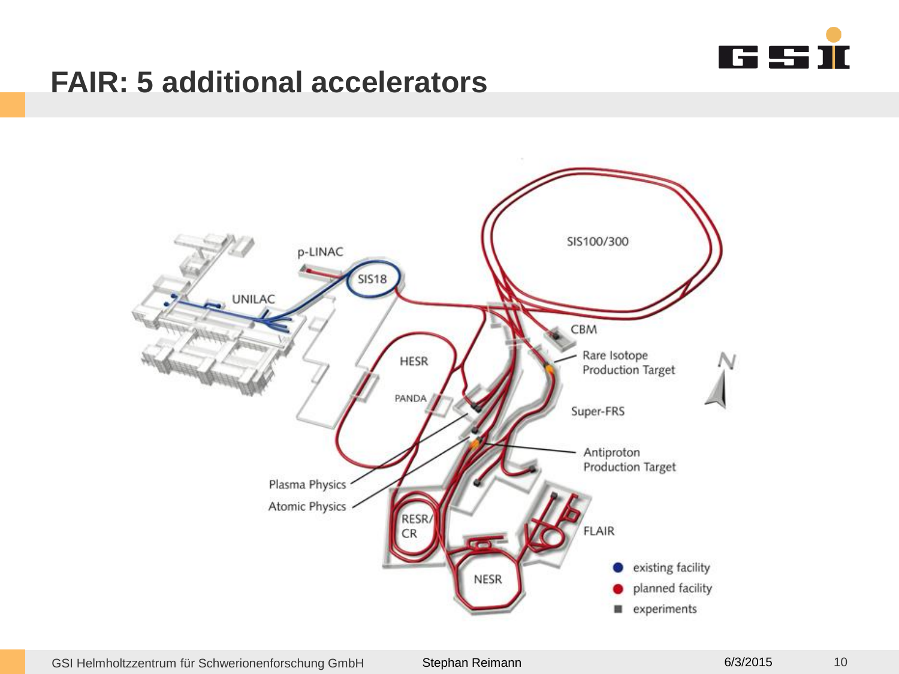# FAIR: 5 additional accelerators

SIS100/300

p-LINAC

SIS18

UNILAC

CBM

HESR

Rare Isotope Production Target

PANDA

Super-FRS

Antiproton Production Target

Plasma Physics

Atomic Physics

RESR/CR

FLAIR

NESR

- existing facility
- planned facility
- experiments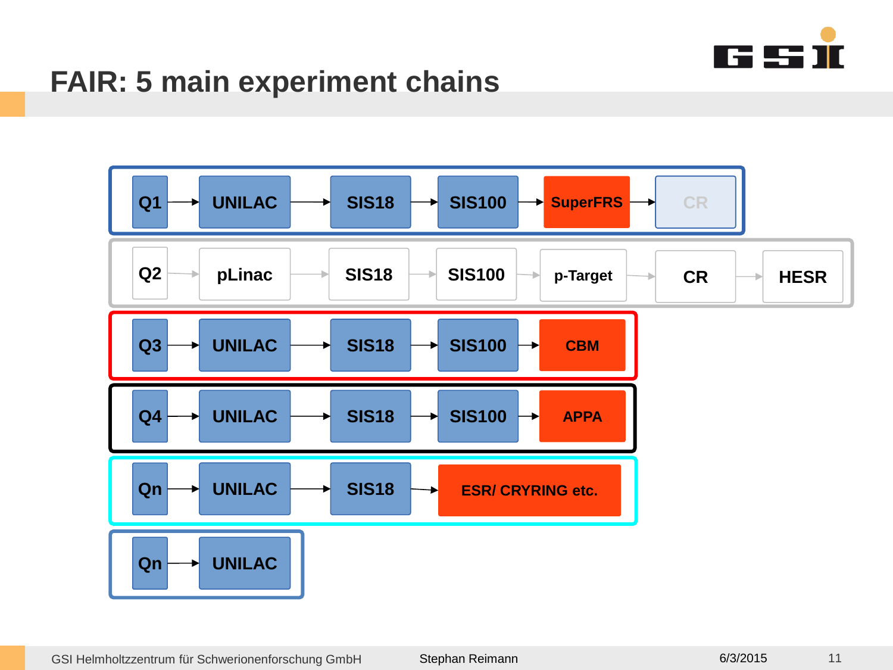# FAIR: 5 main experiment chains

- Q1 → UNILAC → SIS18 → SIS100 → SuperFRS → CR
- Q2 → pLinac → SIS18 → SIS100 → p-Target → CR → HESR
- Q3 → UNILAC → SIS18 → SIS100 → CBM
- Q4 → UNILAC → SIS18 → SIS100 → APPA
- Qn → UNILAC → SIS18 → ESR/ CRYRING etc.
- Qn → UNILAC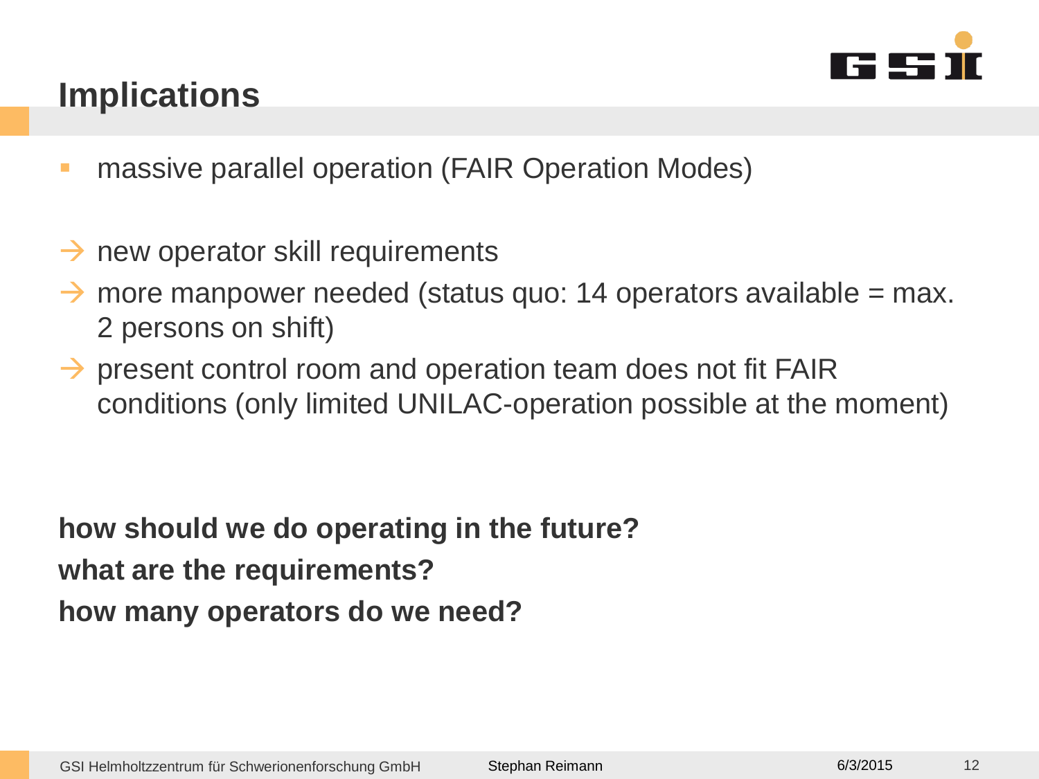# Implications

- massive parallel operation (FAIR Operation Modes)

→ new operator skill requirements

→ more manpower needed (status quo: 14 operators available = max. 2 persons on shift)

→ present control room and operation team does not fit FAIR conditions (only limited UNILAC-operation possible at the moment)

**how should we do operating in the future?**

**what are the requirements?**

**how many operators do we need?**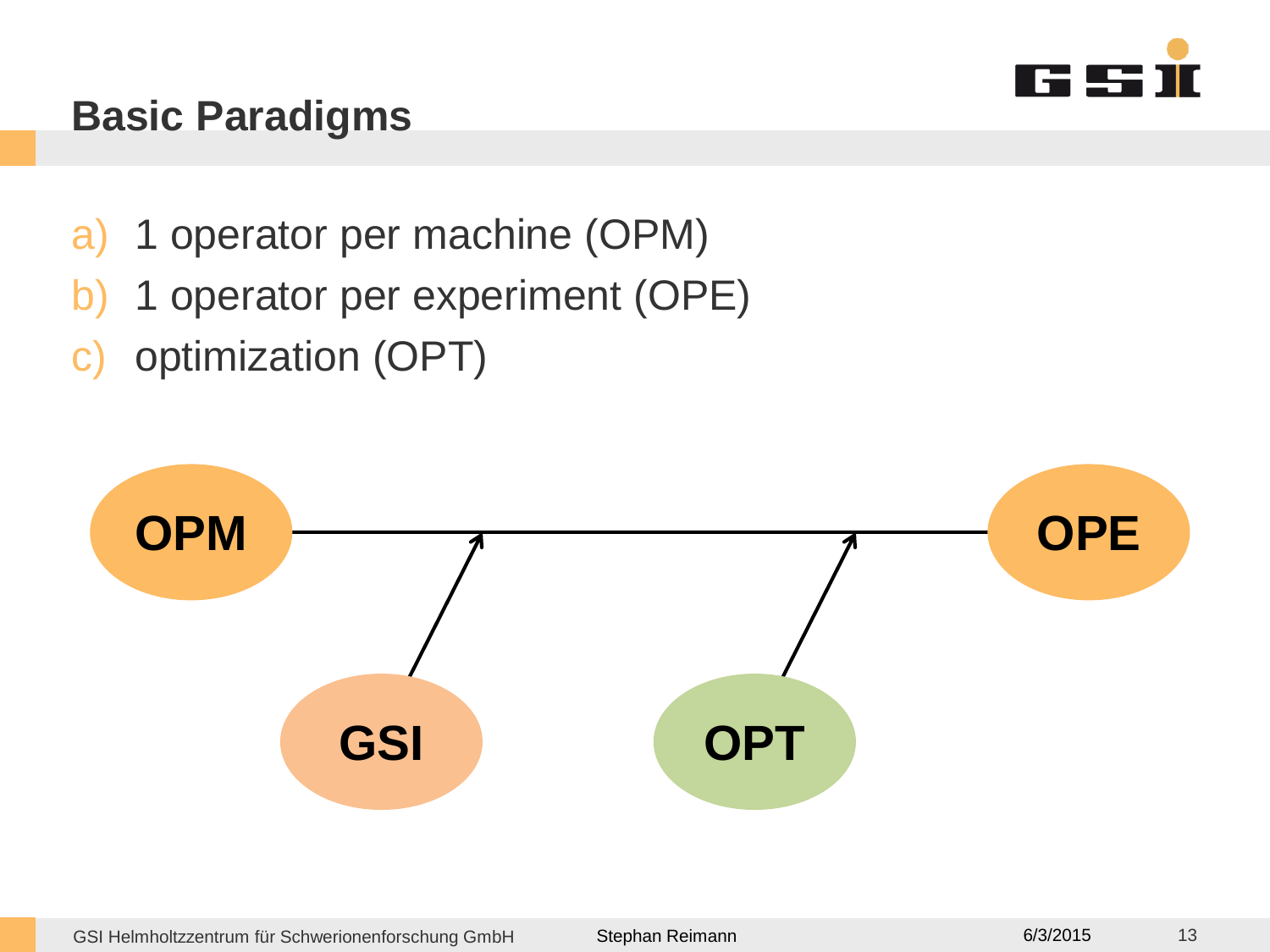# Basic Paradigms

a) 1 operator per machine (OPM)
b) 1 operator per experiment (OPE)
c) optimization (OPT)

OPM — OPE

GSI

OPT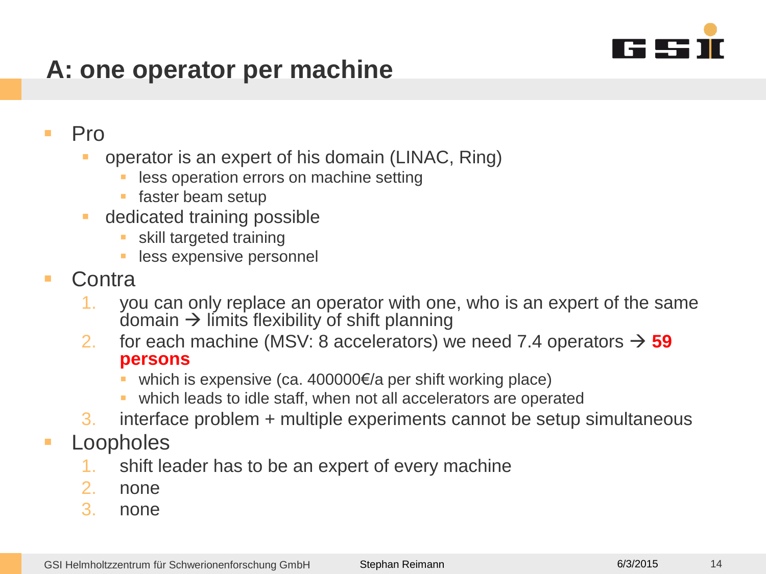# A: one operator per machine

- Pro
  - operator is an expert of his domain (LINAC, Ring)
    - less operation errors on machine setting
    - faster beam setup
  - dedicated training possible
    - skill targeted training
    - less expensive personnel
- Contra
  1. you can only replace an operator with one, who is an expert of the same domain → limits flexibility of shift planning
  2. for each machine (MSV: 8 accelerators) we need 7.4 operators → **59 persons**
     - which is expensive (ca. 400000€/a per shift working place)
     - which leads to idle staff, when not all accelerators are operated
  3. interface problem + multiple experiments cannot be setup simultaneous
- Loopholes
  1. shift leader has to be an expert of every machine
  2. none
  3. none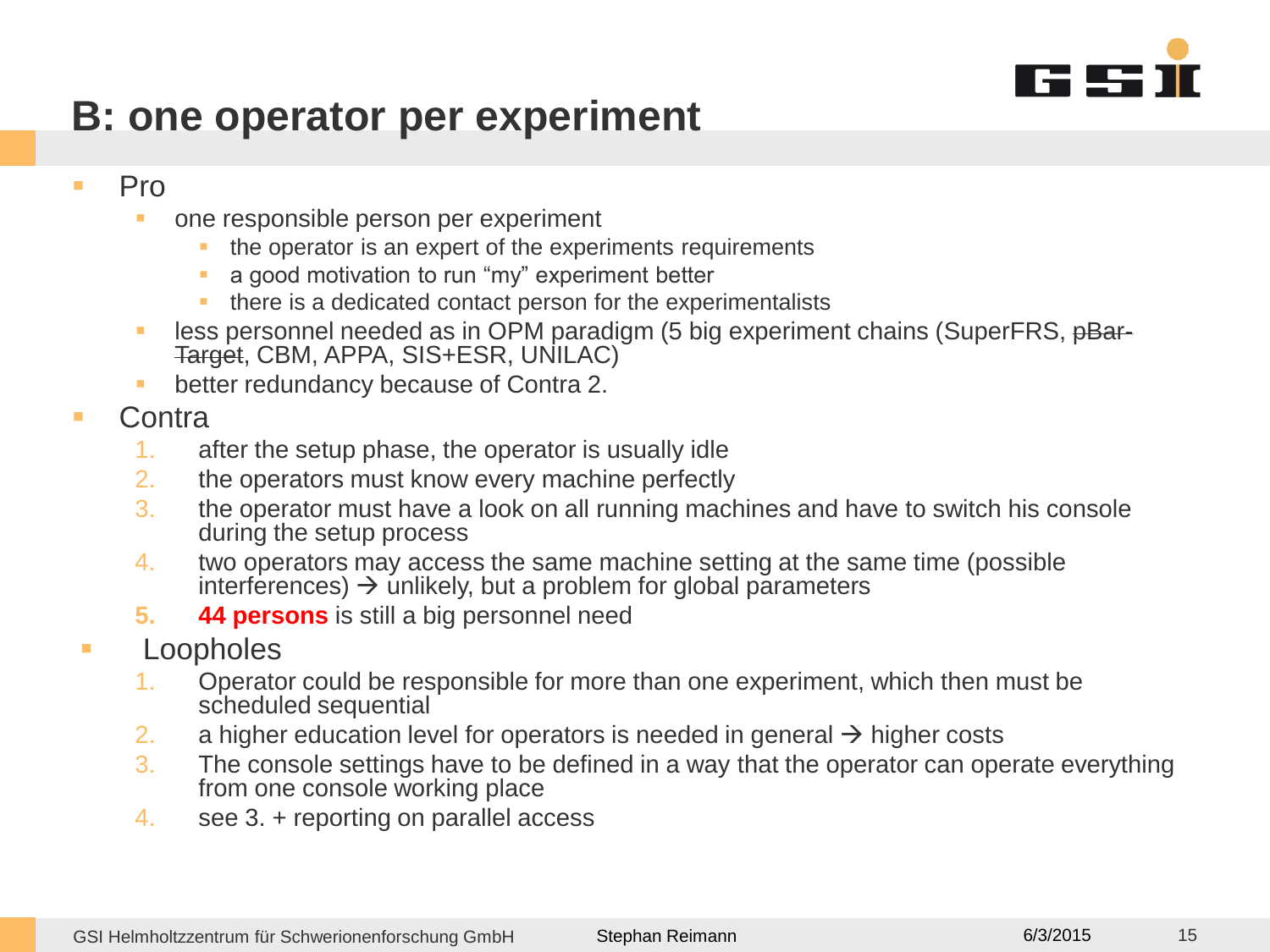# B: one operator per experiment

- Pro
  - one responsible person per experiment
    - the operator is an expert of the experiments requirements
    - a good motivation to run “my” experiment better
    - there is a dedicated contact person for the experimentalists
  - less personnel needed as in OPM paradigm (5 big experiment chains (SuperFRS, ~~pBar-Target~~, CBM, APPA, SIS+ESR, UNILAC)
  - better redundancy because of Contra 2.
- Contra
  1. after the setup phase, the operator is usually idle
  2. the operators must know every machine perfectly
  3. the operator must have a look on all running machines and have to switch his console during the setup process
  4. two operators may access the same machine setting at the same time (possible interferences) → unlikely, but a problem for global parameters
  5. **44 persons** is still a big personnel need
- Loopholes
  1. Operator could be responsible for more than one experiment, which then must be scheduled sequential
  2. a higher education level for operators is needed in general → higher costs
  3. The console settings have to be defined in a way that the operator can operate everything from one console working place
  4. see 3. + reporting on parallel access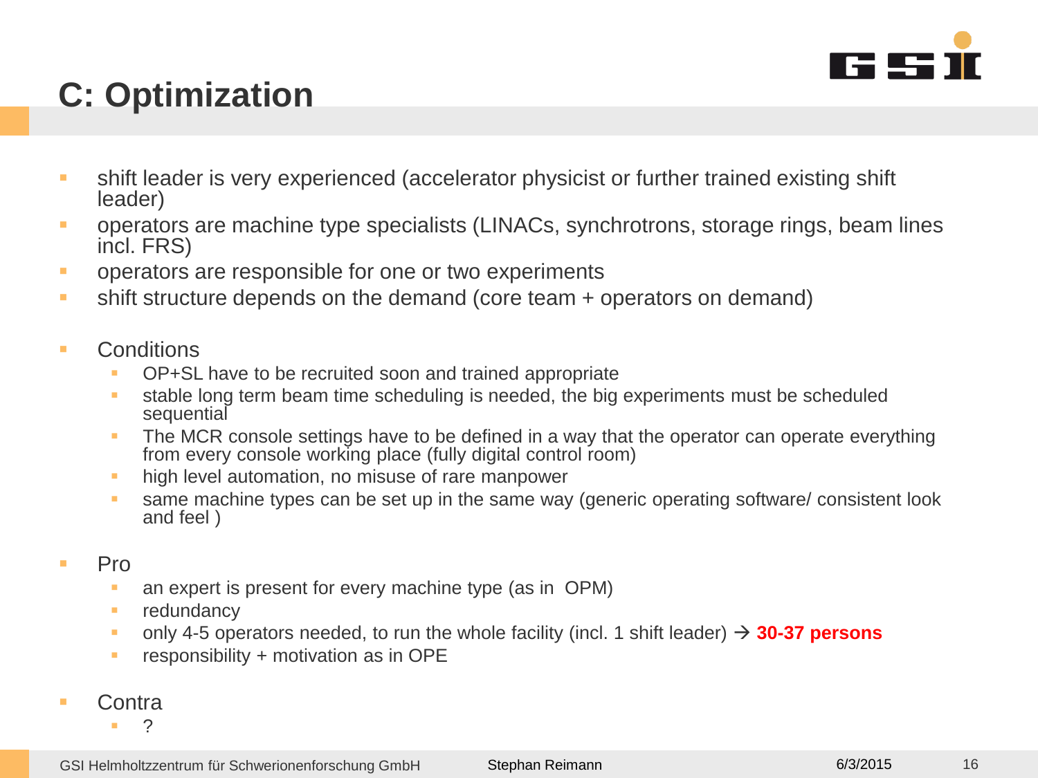# C: Optimization

- shift leader is very experienced (accelerator physicist or further trained existing shift leader)
- operators are machine type specialists (LINACs, synchrotrons, storage rings, beam lines incl. FRS)
- operators are responsible for one or two experiments
- shift structure depends on the demand (core team + operators on demand)

- Conditions
  - OP+SL have to be recruited soon and trained appropriate
  - stable long term beam time scheduling is needed, the big experiments must be scheduled sequential
  - The MCR console settings have to be defined in a way that the operator can operate everything from every console working place (fully digital control room)
  - high level automation, no misuse of rare manpower
  - same machine types can be set up in the same way (generic operating software/ consistent look and feel )

- Pro
  - an expert is present for every machine type (as in OPM)
  - redundancy
  - only 4-5 operators needed, to run the whole facility (incl. 1 shift leader) → **30-37 persons**
  - responsibility + motivation as in OPE

- Contra
  - ?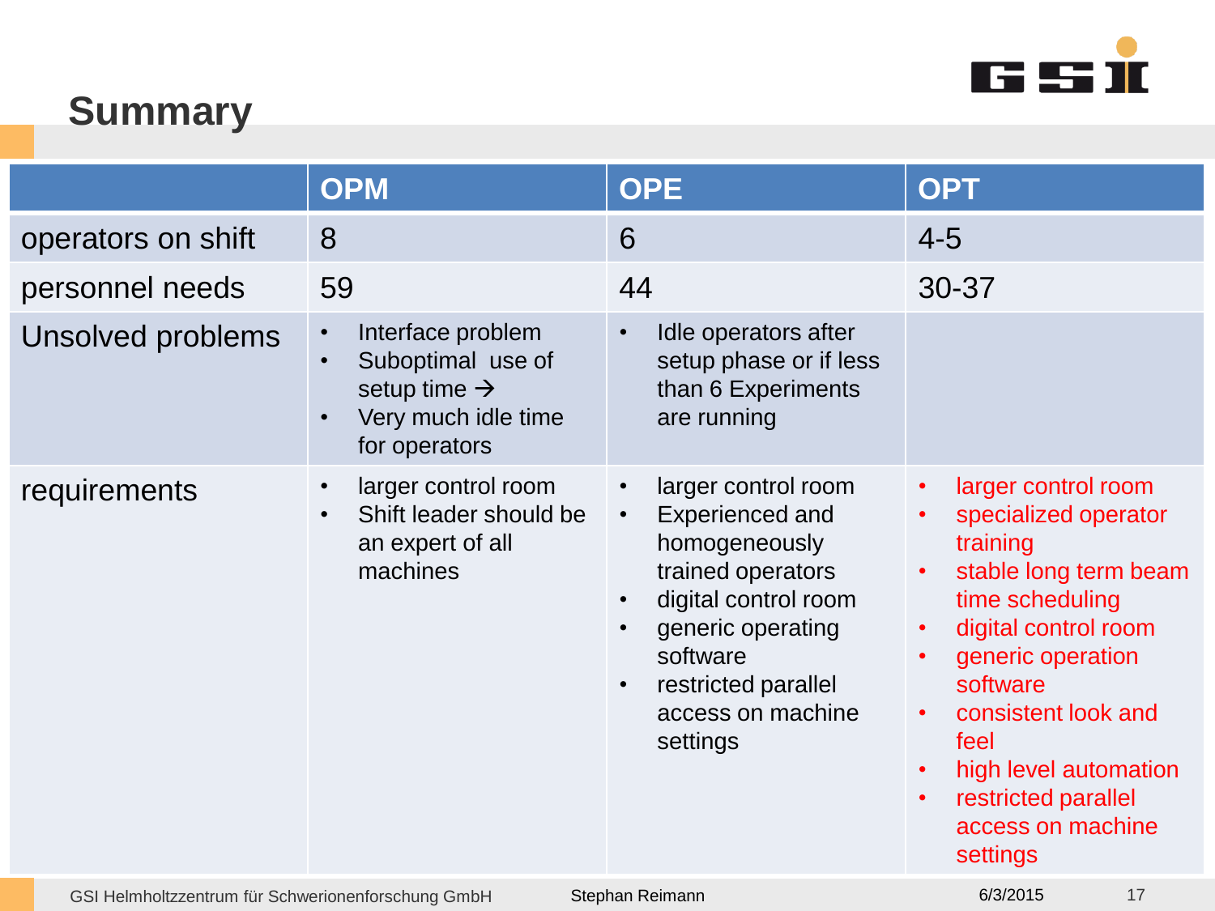## Summary

| | OPM | OPE | OPT |
|---|---|---|---|
| operators on shift | 8 | 6 | 4-5 |
| personnel needs | 59 | 44 | 30-37 |
| Unsolved problems | • Interface problem<br>• Suboptimal use of setup time →<br>• Very much idle time for operators | • Idle operators after setup phase or if less than 6 Experiments are running | |
| requirements | • larger control room<br>• Shift leader should be an expert of all machines | • larger control room<br>• Experienced and homogeneously trained operators<br>• digital control room<br>• generic operating software<br>• restricted parallel access on machine settings | • larger control room<br>• specialized operator training<br>• stable long term beam time scheduling<br>• digital control room<br>• generic operation software<br>• consistent look and feel<br>• high level automation<br>• restricted parallel access on machine settings |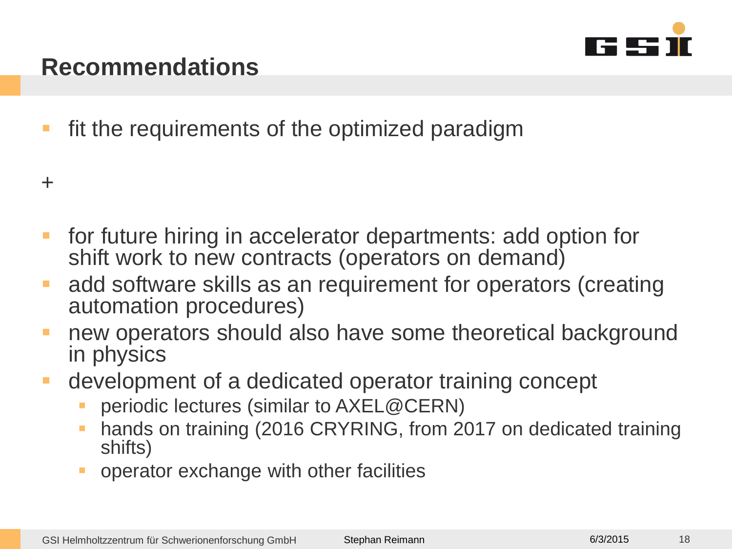# Recommendations

- fit the requirements of the optimized paradigm

+

- for future hiring in accelerator departments: add option for shift work to new contracts (operators on demand)
- add software skills as an requirement for operators (creating automation procedures)
- new operators should also have some theoretical background in physics
- development of a dedicated operator training concept
  - periodic lectures (similar to AXEL@CERN)
  - hands on training (2016 CRYRING, from 2017 on dedicated training shifts)
  - operator exchange with other facilities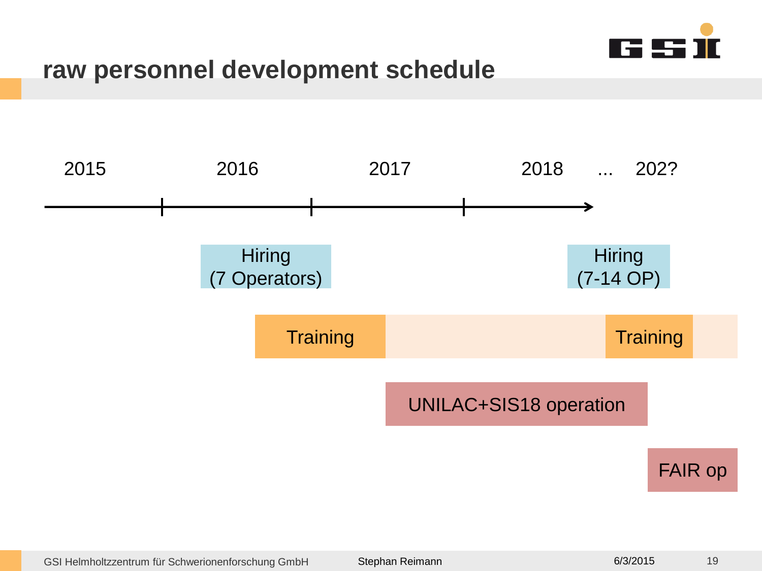# raw personnel development schedule

2015 2016 2017 2018 ... 202?

Hiring (7 Operators)

Hiring (7-14 OP)

Training

Training

UNILAC+SIS18 operation

FAIR op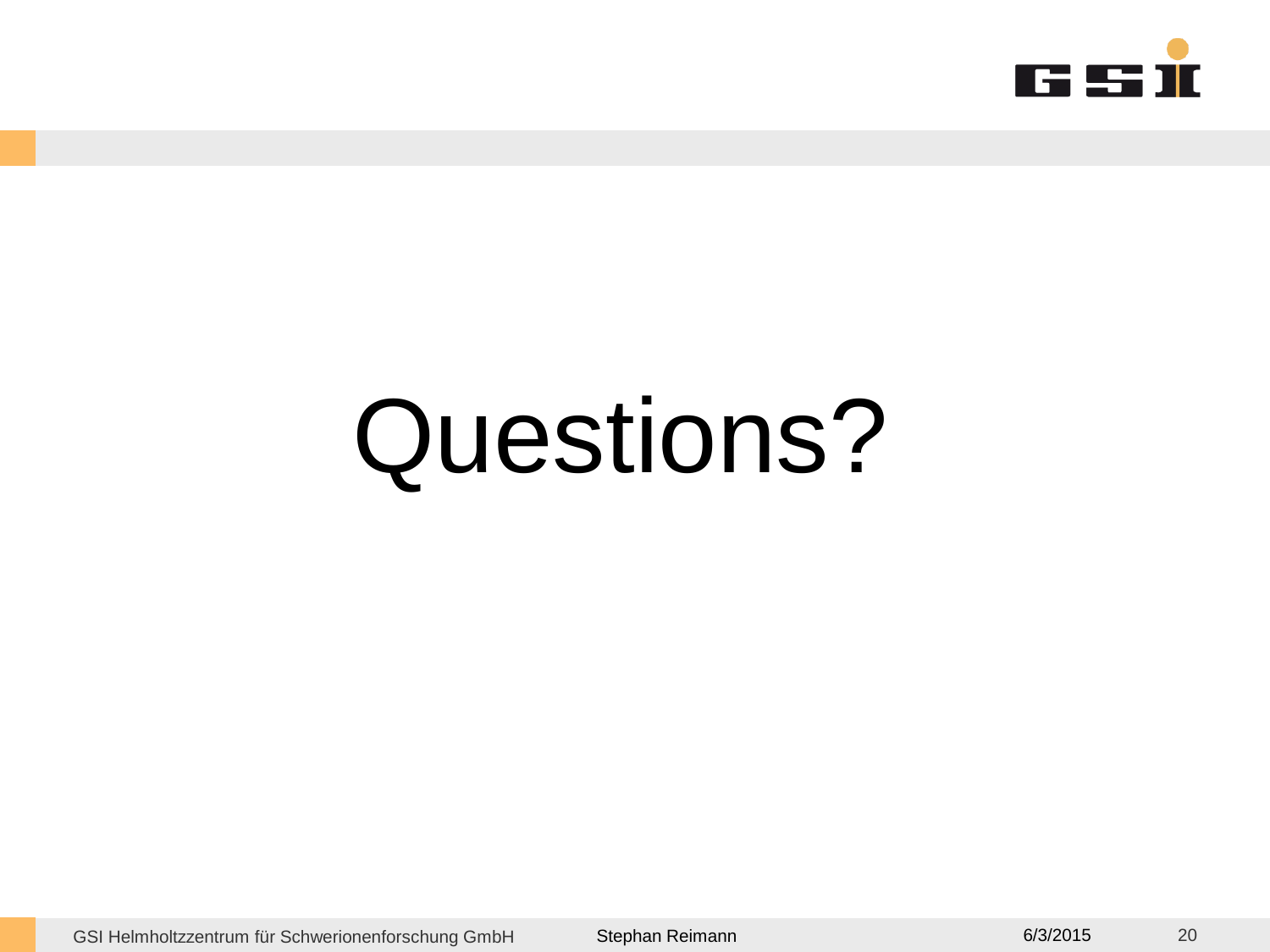# Questions?